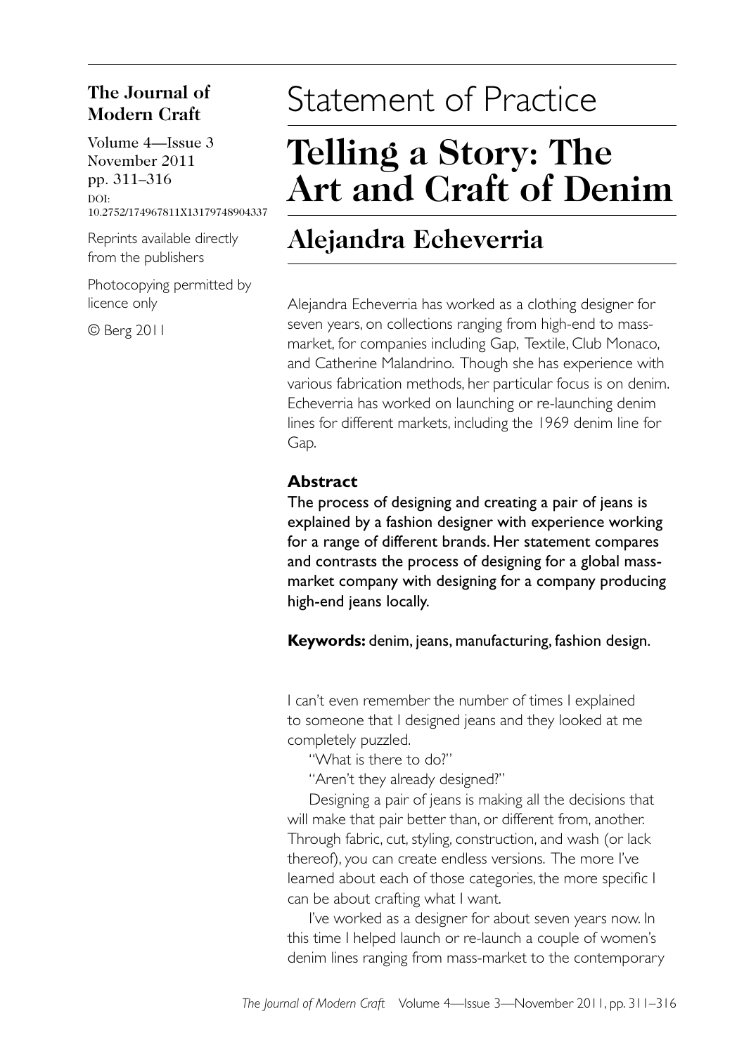**The Journal of Modern Craft**

Volume 4—Issue 3
November 2011
pp. 311–316
DOI: 10.2752/174967811X13179748904337

Reprints available directly from the publishers

Photocopying permitted by licence only

© Berg 2011

# Statement of Practice

# Telling a Story: The Art and Craft of Denim

## Alejandra Echeverria

Alejandra Echeverria has worked as a clothing designer for seven years, on collections ranging from high-end to mass-market, for companies including Gap, Textile, Club Monaco, and Catherine Malandrino. Though she has experience with various fabrication methods, her particular focus is on denim. Echeverria has worked on launching or re-launching denim lines for different markets, including the 1969 denim line for Gap.

### Abstract

The process of designing and creating a pair of jeans is explained by a fashion designer with experience working for a range of different brands. Her statement compares and contrasts the process of designing for a global mass-market company with designing for a company producing high-end jeans locally.

**Keywords:** denim, jeans, manufacturing, fashion design.

I can't even remember the number of times I explained to someone that I designed jeans and they looked at me completely puzzled.

"What is there to do?"

"Aren't they already designed?"

Designing a pair of jeans is making all the decisions that will make that pair better than, or different from, another. Through fabric, cut, styling, construction, and wash (or lack thereof), you can create endless versions. The more I've learned about each of those categories, the more specific I can be about crafting what I want.

I've worked as a designer for about seven years now. In this time I helped launch or re-launch a couple of women's denim lines ranging from mass-market to the contemporary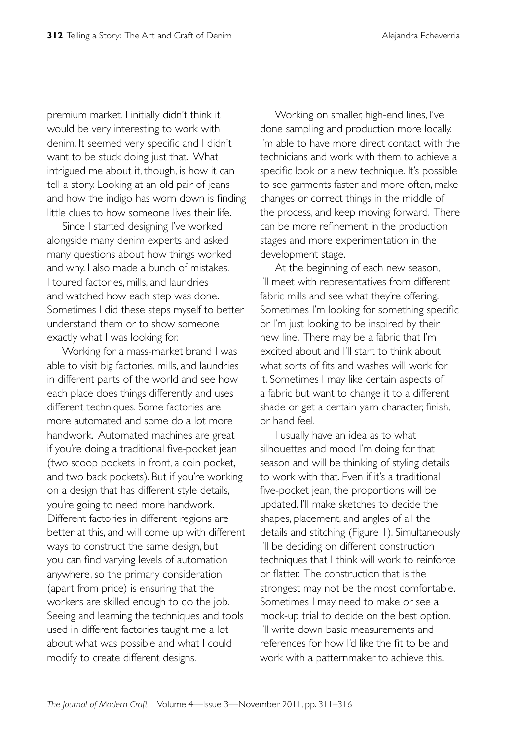premium market. I initially didn't think it would be very interesting to work with denim. It seemed very specific and I didn't want to be stuck doing just that. What intrigued me about it, though, is how it can tell a story. Looking at an old pair of jeans and how the indigo has worn down is finding little clues to how someone lives their life.

Since I started designing I've worked alongside many denim experts and asked many questions about how things worked and why. I also made a bunch of mistakes. I toured factories, mills, and laundries and watched how each step was done. Sometimes I did these steps myself to better understand them or to show someone exactly what I was looking for.

Working for a mass-market brand I was able to visit big factories, mills, and laundries in different parts of the world and see how each place does things differently and uses different techniques. Some factories are more automated and some do a lot more handwork. Automated machines are great if you're doing a traditional five-pocket jean (two scoop pockets in front, a coin pocket, and two back pockets). But if you're working on a design that has different style details, you're going to need more handwork. Different factories in different regions are better at this, and will come up with different ways to construct the same design, but you can find varying levels of automation anywhere, so the primary consideration (apart from price) is ensuring that the workers are skilled enough to do the job. Seeing and learning the techniques and tools used in different factories taught me a lot about what was possible and what I could modify to create different designs.

Working on smaller, high-end lines, I've done sampling and production more locally. I'm able to have more direct contact with the technicians and work with them to achieve a specific look or a new technique. It's possible to see garments faster and more often, make changes or correct things in the middle of the process, and keep moving forward. There can be more refinement in the production stages and more experimentation in the development stage.

At the beginning of each new season, I'll meet with representatives from different fabric mills and see what they're offering. Sometimes I'm looking for something specific or I'm just looking to be inspired by their new line. There may be a fabric that I'm excited about and I'll start to think about what sorts of fits and washes will work for it. Sometimes I may like certain aspects of a fabric but want to change it to a different shade or get a certain yarn character, finish, or hand feel.

I usually have an idea as to what silhouettes and mood I'm doing for that season and will be thinking of styling details to work with that. Even if it's a traditional five-pocket jean, the proportions will be updated. I'll make sketches to decide the shapes, placement, and angles of all the details and stitching (Figure 1). Simultaneously I'll be deciding on different construction techniques that I think will work to reinforce or flatter. The construction that is the strongest may not be the most comfortable. Sometimes I may need to make or see a mock-up trial to decide on the best option. I'll write down basic measurements and references for how I'd like the fit to be and work with a patternmaker to achieve this.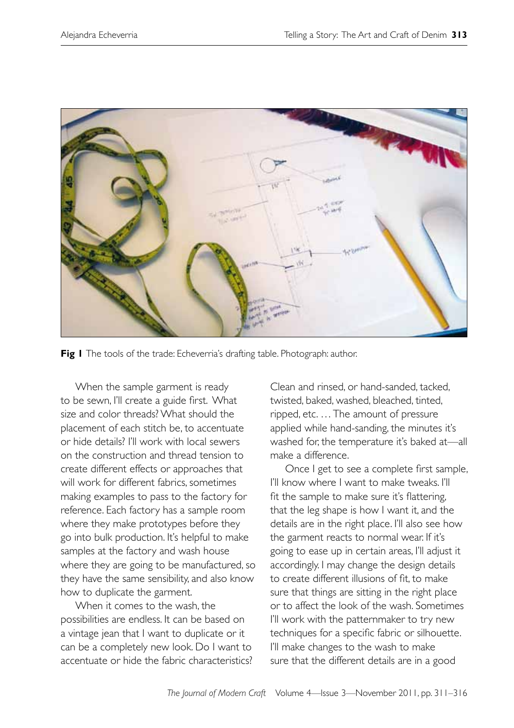**Fig 1** The tools of the trade: Echeverria's drafting table. Photograph: author.

When the sample garment is ready to be sewn, I'll create a guide first. What size and color threads? What should the placement of each stitch be, to accentuate or hide details? I'll work with local sewers on the construction and thread tension to create different effects or approaches that will work for different fabrics, sometimes making examples to pass to the factory for reference. Each factory has a sample room where they make prototypes before they go into bulk production. It's helpful to make samples at the factory and wash house where they are going to be manufactured, so they have the same sensibility, and also know how to duplicate the garment.

When it comes to the wash, the possibilities are endless. It can be based on a vintage jean that I want to duplicate or it can be a completely new look. Do I want to accentuate or hide the fabric characteristics? Clean and rinsed, or hand-sanded, tacked, twisted, baked, washed, bleached, tinted, ripped, etc. … The amount of pressure applied while hand-sanding, the minutes it's washed for, the temperature it's baked at—all make a difference.

Once I get to see a complete first sample, I'll know where I want to make tweaks. I'll fit the sample to make sure it's flattering, that the leg shape is how I want it, and the details are in the right place. I'll also see how the garment reacts to normal wear. If it's going to ease up in certain areas, I'll adjust it accordingly. I may change the design details to create different illusions of fit, to make sure that things are sitting in the right place or to affect the look of the wash. Sometimes I'll work with the patternmaker to try new techniques for a specific fabric or silhouette. I'll make changes to the wash to make sure that the different details are in a good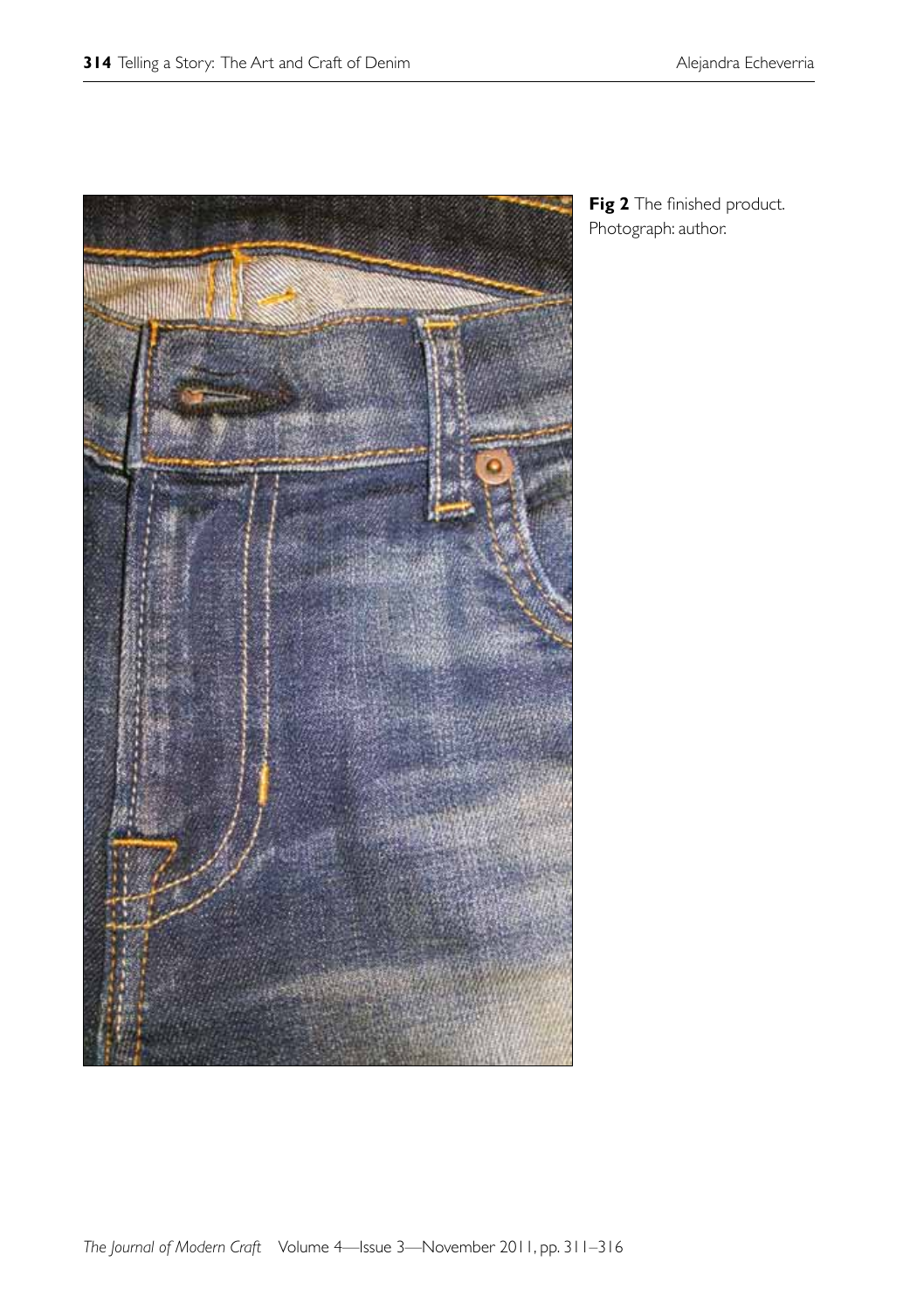**Fig 2** The finished product. Photograph: author.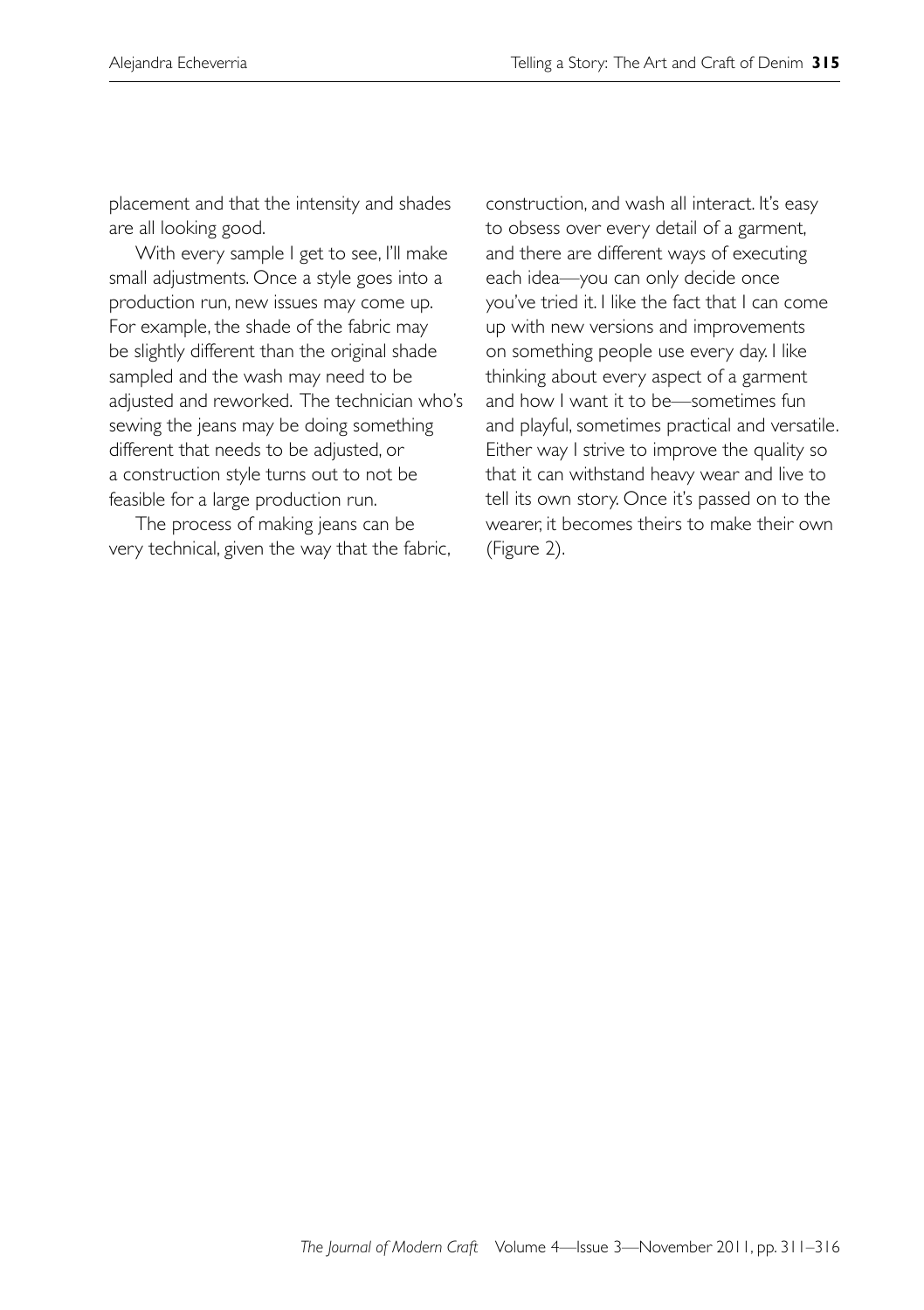placement and that the intensity and shades are all looking good.

With every sample I get to see, I'll make small adjustments. Once a style goes into a production run, new issues may come up. For example, the shade of the fabric may be slightly different than the original shade sampled and the wash may need to be adjusted and reworked. The technician who's sewing the jeans may be doing something different that needs to be adjusted, or a construction style turns out to not be feasible for a large production run.

The process of making jeans can be very technical, given the way that the fabric, construction, and wash all interact. It's easy to obsess over every detail of a garment, and there are different ways of executing each idea—you can only decide once you've tried it. I like the fact that I can come up with new versions and improvements on something people use every day. I like thinking about every aspect of a garment and how I want it to be—sometimes fun and playful, sometimes practical and versatile. Either way I strive to improve the quality so that it can withstand heavy wear and live to tell its own story. Once it's passed on to the wearer, it becomes theirs to make their own (Figure 2).